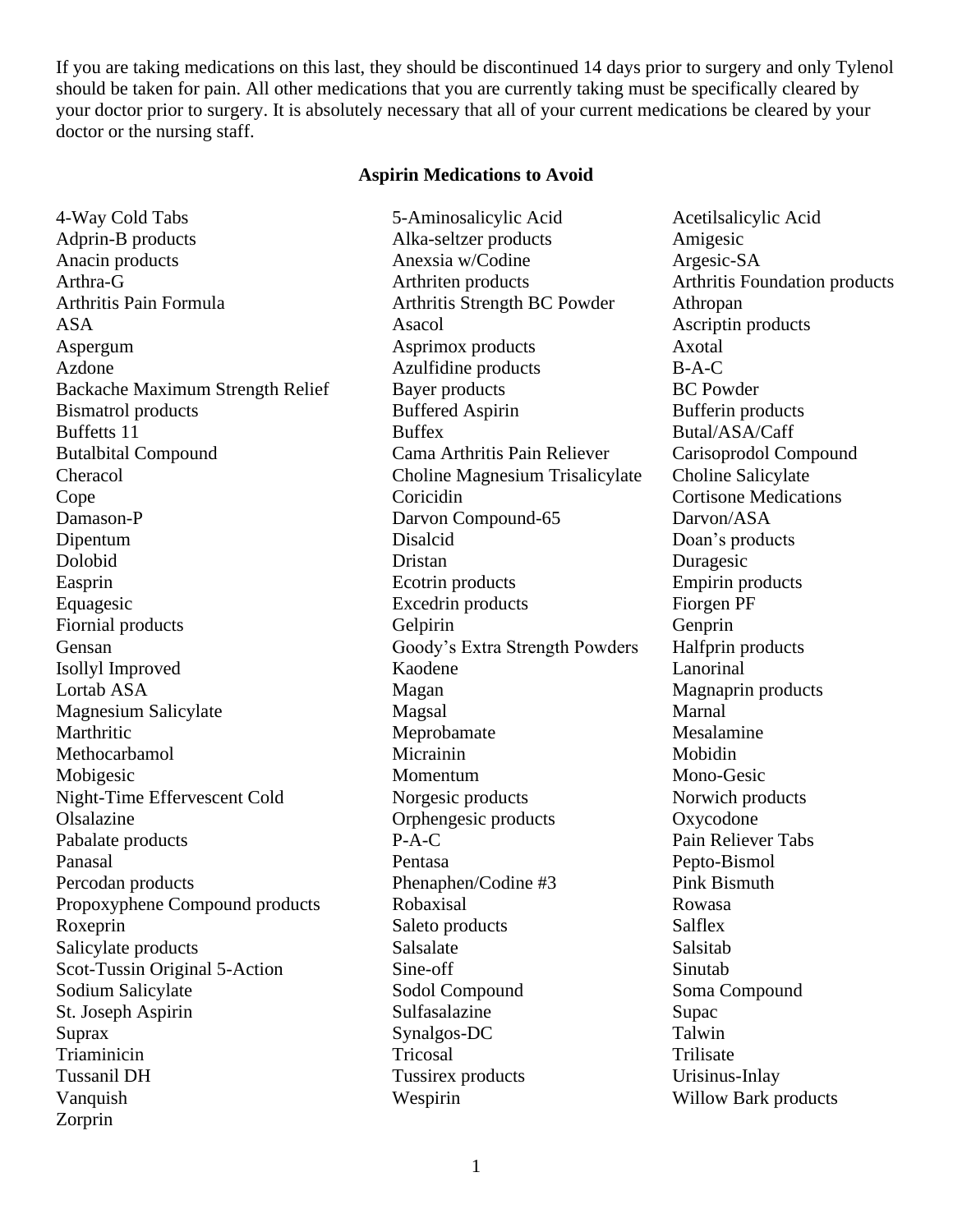If you are taking medications on this last, they should be discontinued 14 days prior to surgery and only Tylenol should be taken for pain. All other medications that you are currently taking must be specifically cleared by your doctor prior to surgery. It is absolutely necessary that all of your current medications be cleared by your doctor or the nursing staff.

## Aspirin Medications to Avoid

| | | |
|---|---|---|
| 4-Way Cold Tabs | 5-Aminosalicylic Acid | Acetilsalicylic Acid |
| Adprin-B products | Alka-seltzer products | Amigesic |
| Anacin products | Anexsia w/Codine | Argesic-SA |
| Arthra-G | Arthriten products | Arthritis Foundation products |
| Arthritis Pain Formula | Arthritis Strength BC Powder | Athropan |
| ASA | Asacol | Ascriptin products |
| Aspergum | Asprimox products | Axotal |
| Azdone | Azulfidine products | B-A-C |
| Backache Maximum Strength Relief | Bayer products | BC Powder |
| Bismatrol products | Buffered Aspirin | Bufferin products |
| Buffetts 11 | Buffex | Butal/ASA/Caff |
| Butalbital Compound | Cama Arthritis Pain Reliever | Carisoprodol Compound |
| Cheracol | Choline Magnesium Trisalicylate | Choline Salicylate |
| Cope | Coricidin | Cortisone Medications |
| Damason-P | Darvon Compound-65 | Darvon/ASA |
| Dipentum | Disalcid | Doan's products |
| Dolobid | Dristan | Duragesic |
| Easprin | Ecotrin products | Empirin products |
| Equagesic | Excedrin products | Fiorgen PF |
| Fiornial products | Gelpirin | Genprin |
| Gensan | Goody's Extra Strength Powders | Halfprin products |
| Isollyl Improved | Kaodene | Lanorinal |
| Lortab ASA | Magan | Magnaprin products |
| Magnesium Salicylate | Magsal | Marnal |
| Marthritic | Meprobamate | Mesalamine |
| Methocarbamol | Micrainin | Mobidin |
| Mobigesic | Momentum | Mono-Gesic |
| Night-Time Effervescent Cold | Norgesic products | Norwich products |
| Olsalazine | Orphengesic products | Oxycodone |
| Pabalate products | P-A-C | Pain Reliever Tabs |
| Panasal | Pentasa | Pepto-Bismol |
| Percodan products | Phenaphen/Codine #3 | Pink Bismuth |
| Propoxyphene Compound products | Robaxisal | Rowasa |
| Roxeprin | Saleto products | Salflex |
| Salicylate products | Salsalate | Salsitab |
| Scot-Tussin Original 5-Action | Sine-off | Sinutab |
| Sodium Salicylate | Sodol Compound | Soma Compound |
| St. Joseph Aspirin | Sulfasalazine | Supac |
| Suprax | Synalgos-DC | Talwin |
| Triaminicin | Tricosal | Trilisate |
| Tussanil DH | Tussirex products | Urisinus-Inlay |
| Vanquish | Wespirin | Willow Bark products |
| Zorprin | | |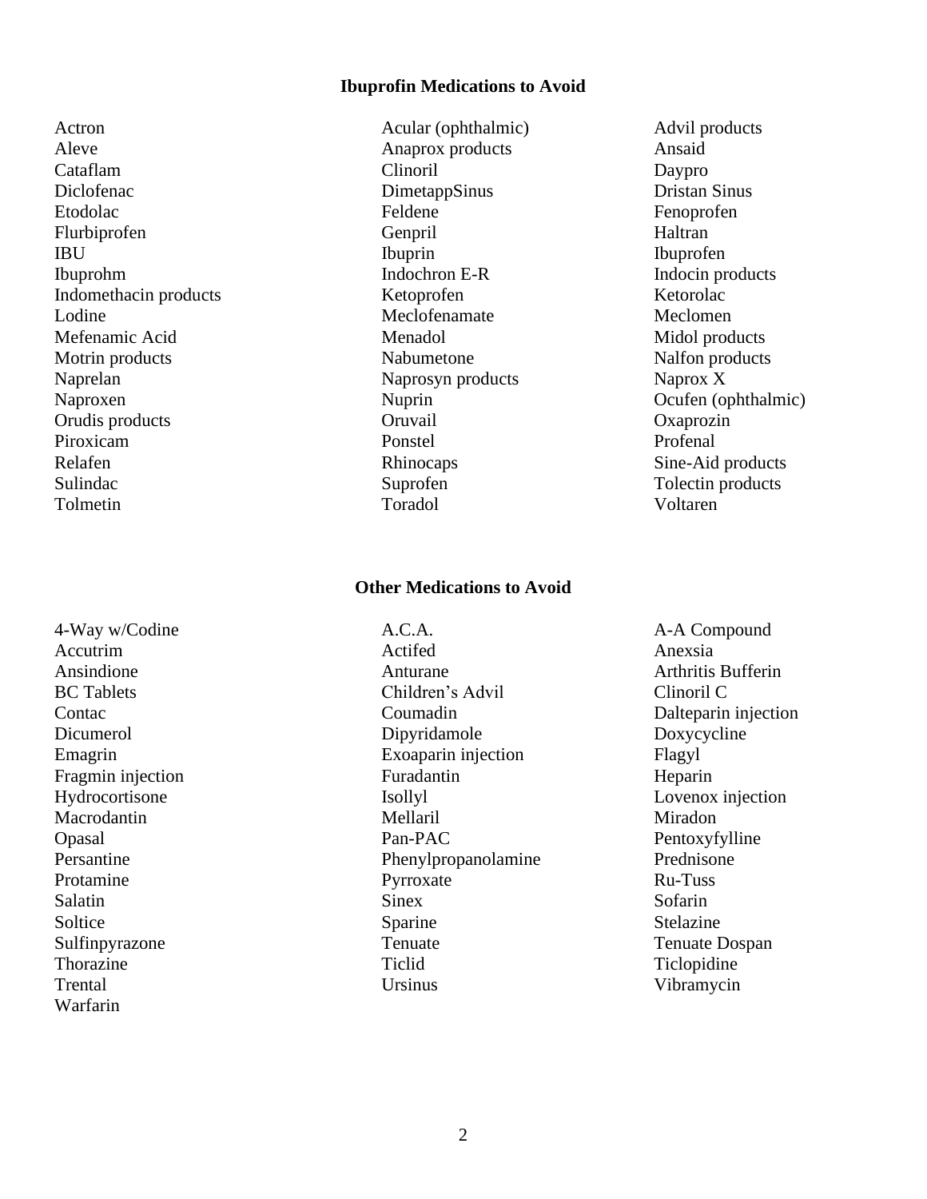## Ibuprofin Medications to Avoid

Actron
Acular (ophthalmic)
Advil products
Aleve
Anaprox products
Ansaid
Cataflam
Clinoril
Daypro
Diclofenac
DimetappSinus
Dristan Sinus
Etodolac
Feldene
Fenoprofen
Flurbiprofen
Genpril
Haltran
IBU
Ibuprin
Ibuprofen
Ibuprohm
Indochron E-R
Indocin products
Indomethacin products
Ketoprofen
Ketorolac
Lodine
Meclofenamate
Meclomen
Mefenamic Acid
Menadol
Midol products
Motrin products
Nabumetone
Nalfon products
Naprelan
Naprosyn products
Naprox X
Naproxen
Nuprin
Ocufen (ophthalmic)
Orudis products
Oruvail
Oxaprozin
Piroxicam
Ponstel
Profenal
Relafen
Rhinocaps
Sine-Aid products
Sulindac
Suprofen
Tolectin products
Tolmetin
Toradol
Voltaren

## Other Medications to Avoid

4-Way w/Codine
A.C.A.
A-A Compound
Accutrim
Actifed
Anexsia
Ansindione
Anturane
Arthritis Bufferin
BC Tablets
Children's Advil
Clinoril C
Contac
Coumadin
Dalteparin injection
Dicumerol
Dipyridamole
Doxycycline
Emagrin
Exoaparin injection
Flagyl
Fragmin injection
Furadantin
Heparin
Hydrocortisone
Isollyl
Lovenox injection
Macrodantin
Mellaril
Miradon
Opasal
Pan-PAC
Pentoxyfylline
Persantine
Phenylpropanolamine
Prednisone
Protamine
Pyrroxate
Ru-Tuss
Salatin
Sinex
Sofarin
Soltice
Sparine
Stelazine
Sulfinpyrazone
Tenuate
Tenuate Dospan
Thorazine
Ticlid
Ticlopidine
Trental
Ursinus
Vibramycin
Warfarin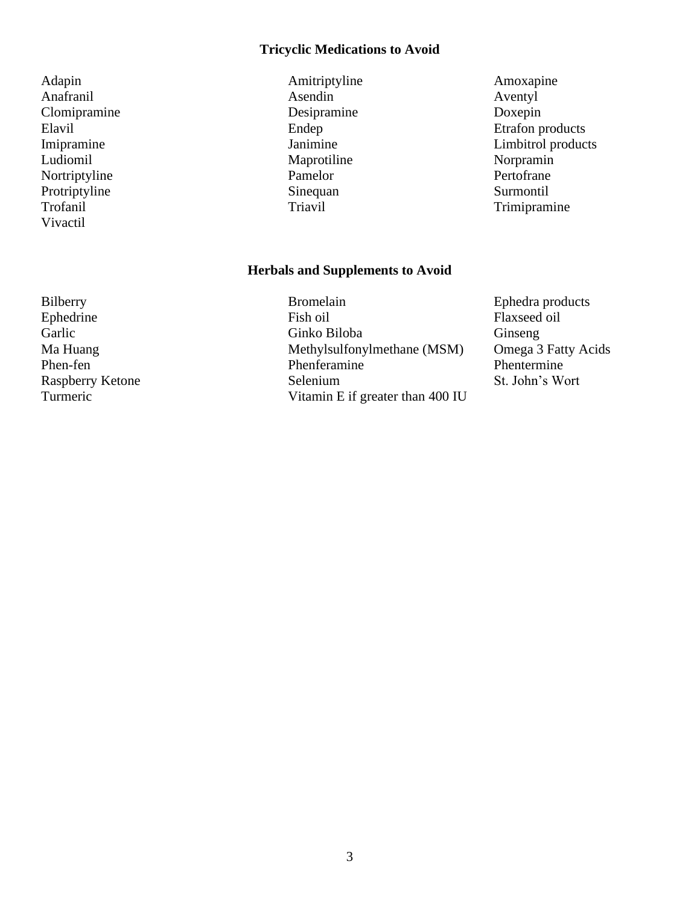## Tricyclic Medications to Avoid

| | | |
|---|---|---|
| Adapin | Amitriptyline | Amoxapine |
| Anafranil | Asendin | Aventyl |
| Clomipramine | Desipramine | Doxepin |
| Elavil | Endep | Etrafon products |
| Imipramine | Janimine | Limbitrol products |
| Ludiomil | Maprotiline | Norpramin |
| Nortriptyline | Pamelor | Pertofrane |
| Protriptyline | Sinequan | Surmontil |
| Trofanil | Triavil | Trimipramine |
| Vivactil | | |

## Herbals and Supplements to Avoid

| | | |
|---|---|---|
| Bilberry | Bromelain | Ephedra products |
| Ephedrine | Fish oil | Flaxseed oil |
| Garlic | Ginko Biloba | Ginseng |
| Ma Huang | Methylsulfonylmethane (MSM) | Omega 3 Fatty Acids |
| Phen-fen | Phenferamine | Phentermine |
| Raspberry Ketone | Selenium | St. John's Wort |
| Turmeric | Vitamin E if greater than 400 IU | |